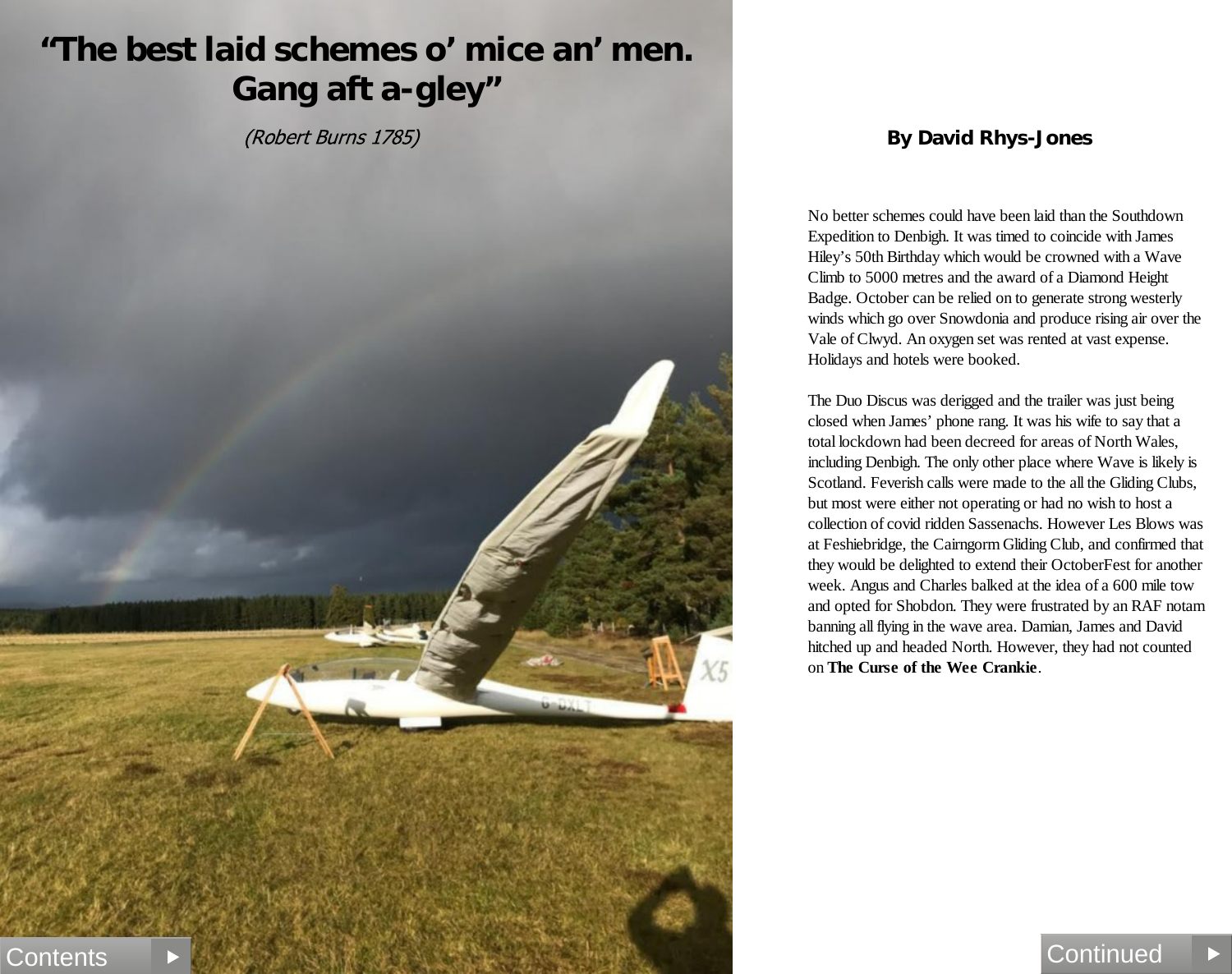# "The best laid schemes o' mice an' men. Gang aft a-gley"

*(Robert Burns 1785)*

**By David Rhys-Jones**

No better schemes could have been laid than the Southdown Expedition to Denbigh. It was timed to coincide with James Hiley's 50th Birthday which would be crowned with a Wave Climb to 5000 metres and the award of a Diamond Height Badge. October can be relied on to generate strong westerly winds which go over Snowdonia and produce rising air over the Vale of Clwyd. An oxygen set was rented at vast expense. Holidays and hotels were booked.

The Duo Discus was derigged and the trailer was just being closed when James' phone rang. It was his wife to say that a total lockdown had been decreed for areas of North Wales, including Denbigh. The only other place where Wave is likely is Scotland. Feverish calls were made to the all the Gliding Clubs, but most were either not operating or had no wish to host a collection of covid ridden Sassenachs. However Les Blows was at Feshiebridge, the Cairngorm Gliding Club, and confirmed that they would be delighted to extend their OctoberFest for another week. Angus and Charles balked at the idea of a 600 mile tow and opted for Shobdon. They were frustrated by an RAF notam banning all flying in the wave area. Damian, James and David hitched up and headed North. However, they had not counted on **The Curse of the Wee Crankie**.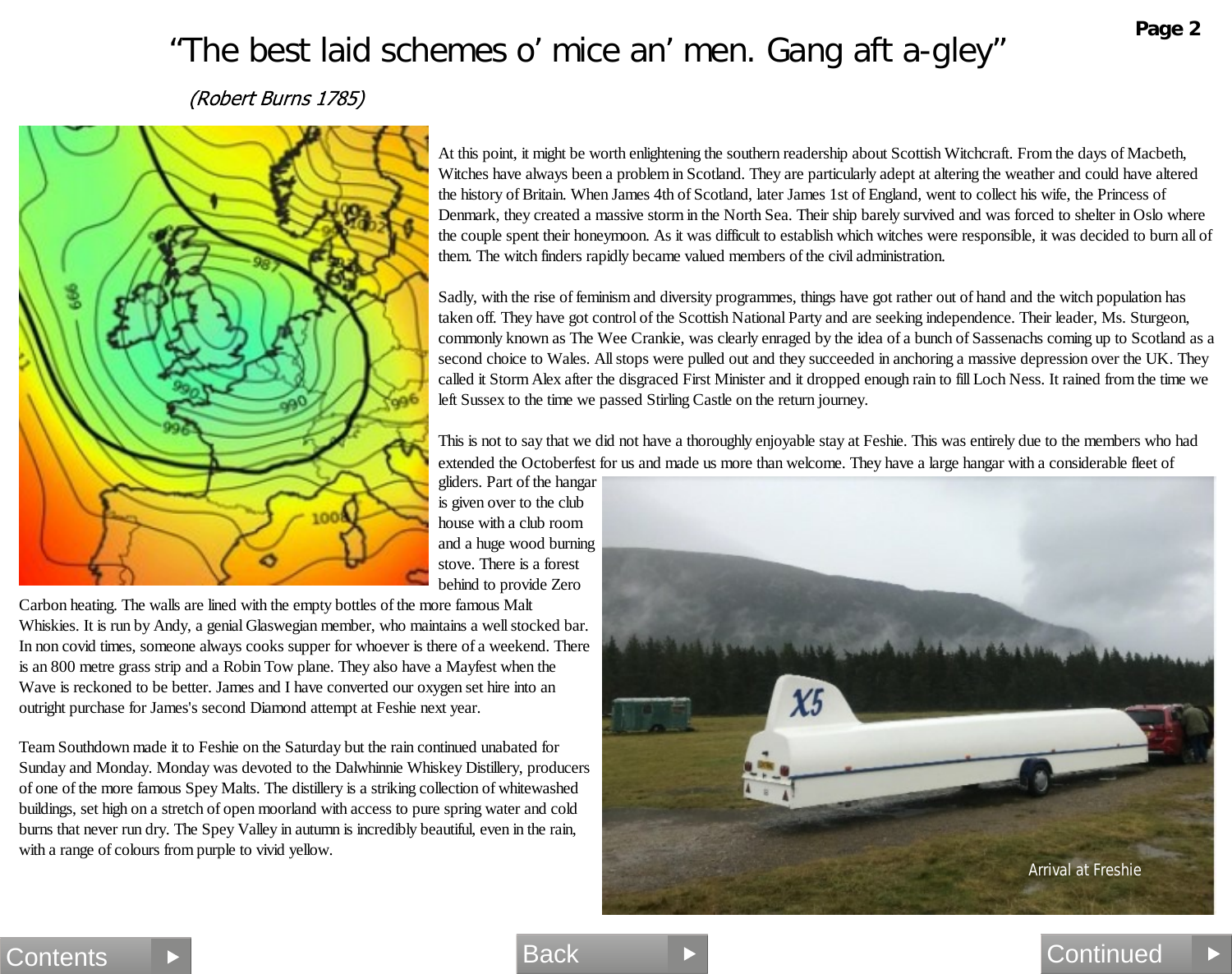# "The best laid schemes o' mice an' men. Gang aft a-gley"

*(Robert Burns 1785)*

At this point, it might be worth enlightening the southern readership about Scottish Witchcraft. From the days of Macbeth, Witches have always been a problem in Scotland. They are particularly adept at altering the weather and could have altered the history of Britain. When James 4th of Scotland, later James 1st of England, went to collect his wife, the Princess of Denmark, they created a massive storm in the North Sea. Their ship barely survived and was forced to shelter in Oslo where the couple spent their honeymoon. As it was difficult to establish which witches were responsible, it was decided to burn all of them. The witch finders rapidly became valued members of the civil administration.

Sadly, with the rise of feminism and diversity programmes, things have got rather out of hand and the witch population has taken off. They have got control of the Scottish National Party and are seeking independence. Their leader, Ms. Sturgeon, commonly known as The Wee Crankie, was clearly enraged by the idea of a bunch of Sassenachs coming up to Scotland as a second choice to Wales. All stops were pulled out and they succeeded in anchoring a massive depression over the UK. They called it Storm Alex after the disgraced First Minister and it dropped enough rain to fill Loch Ness. It rained from the time we left Sussex to the time we passed Stirling Castle on the return journey.

This is not to say that we did not have a thoroughly enjoyable stay at Feshie. This was entirely due to the members who had extended the Octoberfest for us and made us more than welcome. They have a large hangar with a considerable fleet of gliders. Part of the hangar is given over to the club house with a club room and a huge wood burning stove. There is a forest behind to provide Zero Carbon heating. The walls are lined with the empty bottles of the more famous Malt Whiskies. It is run by Andy, a genial Glaswegian member, who maintains a well stocked bar. In non covid times, someone always cooks supper for whoever is there of a weekend. There is an 800 metre grass strip and a Robin Tow plane. They also have a Mayfest when the Wave is reckoned to be better. James and I have converted our oxygen set hire into an outright purchase for James's second Diamond attempt at Feshie next year.

Team Southdown made it to Feshie on the Saturday but the rain continued unabated for Sunday and Monday. Monday was devoted to the Dalwhinnie Whiskey Distillery, producers of one of the more famous Spey Malts. The distillery is a striking collection of whitewashed buildings, set high on a stretch of open moorland with access to pure spring water and cold burns that never run dry. The Spey Valley in autumn is incredibly beautiful, even in the rain, with a range of colours from purple to vivid yellow.

Arrival at Freshie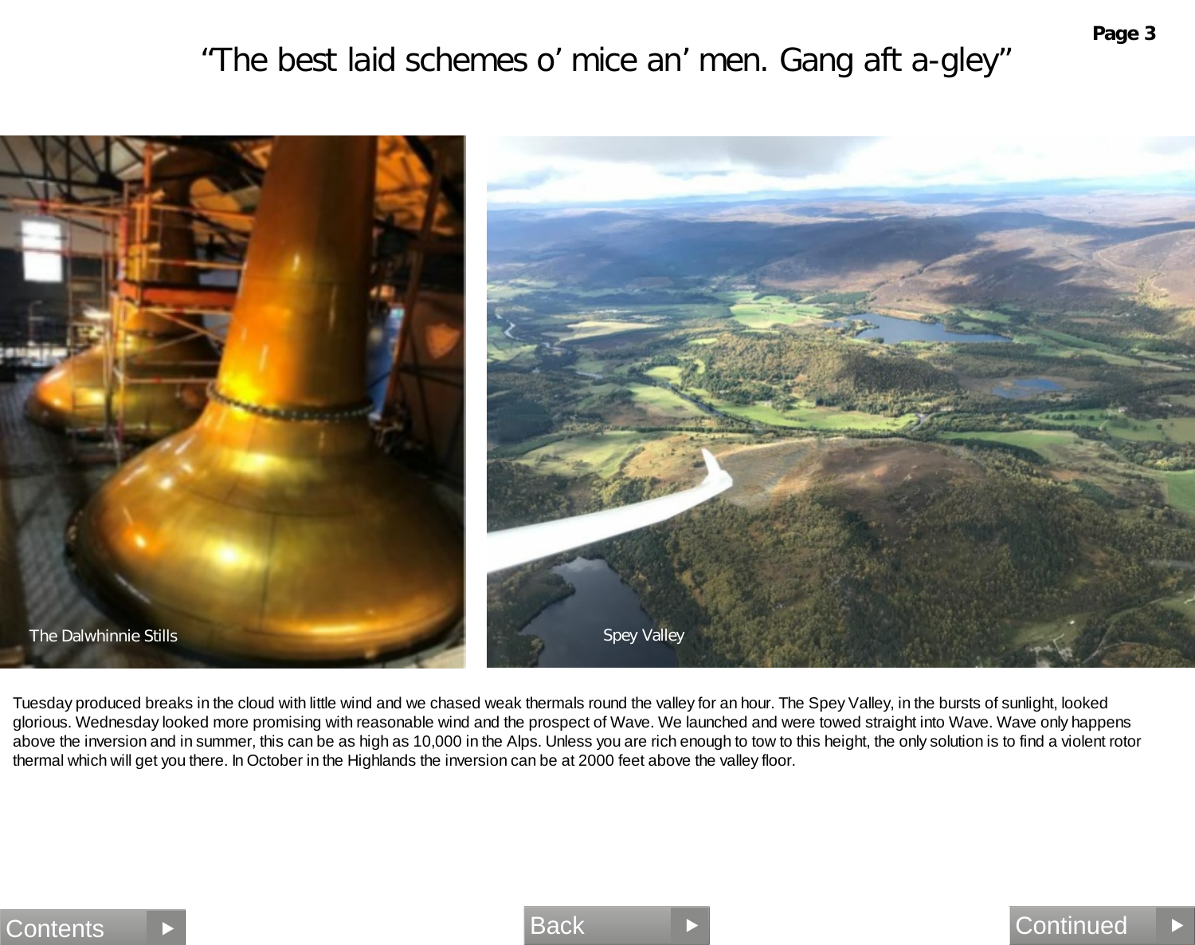# “The best laid schemes o’ mice an’ men. Gang aft a-gley”

The Dalwhinnie Stills

Spey Valley

Tuesday produced breaks in the cloud with little wind and we chased weak thermals round the valley for an hour. The Spey Valley, in the bursts of sunlight, looked glorious. Wednesday looked more promising with reasonable wind and the prospect of Wave. We launched and were towed straight into Wave. Wave only happens above the inversion and in summer, this can be as high as 10,000 in the Alps. Unless you are rich enough to tow to this height, the only solution is to find a violent rotor thermal which will get you there. In October in the Highlands the inversion can be at 2000 feet above the valley floor.

Contents ▶ Back ▶ Continued ▶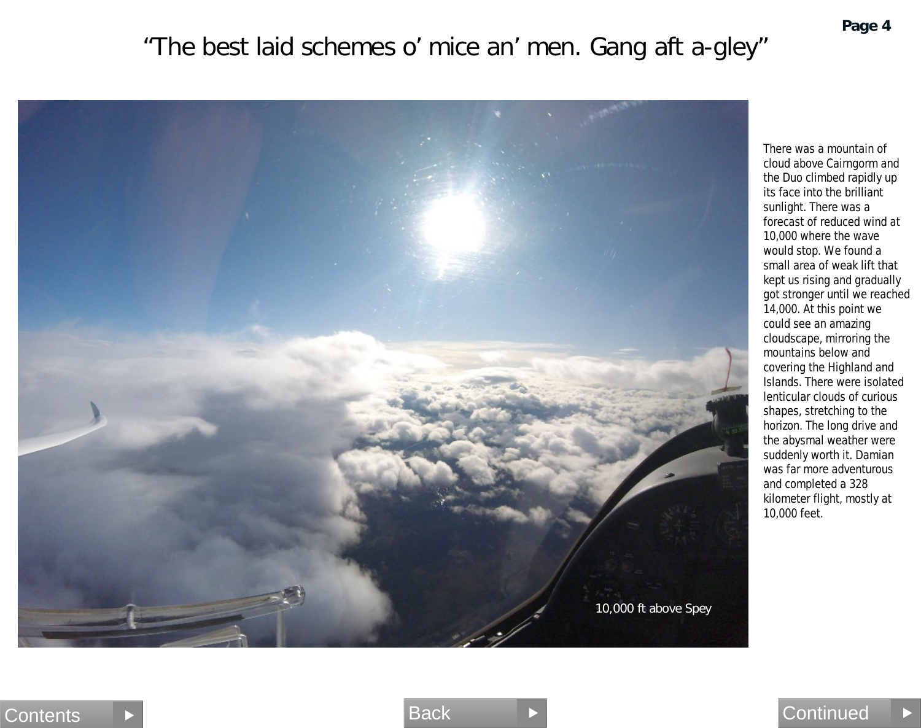# "The best laid schemes o' mice an' men. Gang aft a-gley"

10,000 ft above Spey

There was a mountain of cloud above Cairngorm and the Duo climbed rapidly up its face into the brilliant sunlight. There was a forecast of reduced wind at 10,000 where the wave would stop. We found a small area of weak lift that kept us rising and gradually got stronger until we reached 14,000. At this point we could see an amazing cloudscape, mirroring the mountains below and covering the Highland and Islands. There were isolated lenticular clouds of curious shapes, stretching to the horizon. The long drive and the abysmal weather were suddenly worth it. Damian was far more adventurous and completed a 328 kilometer flight, mostly at 10,000 feet.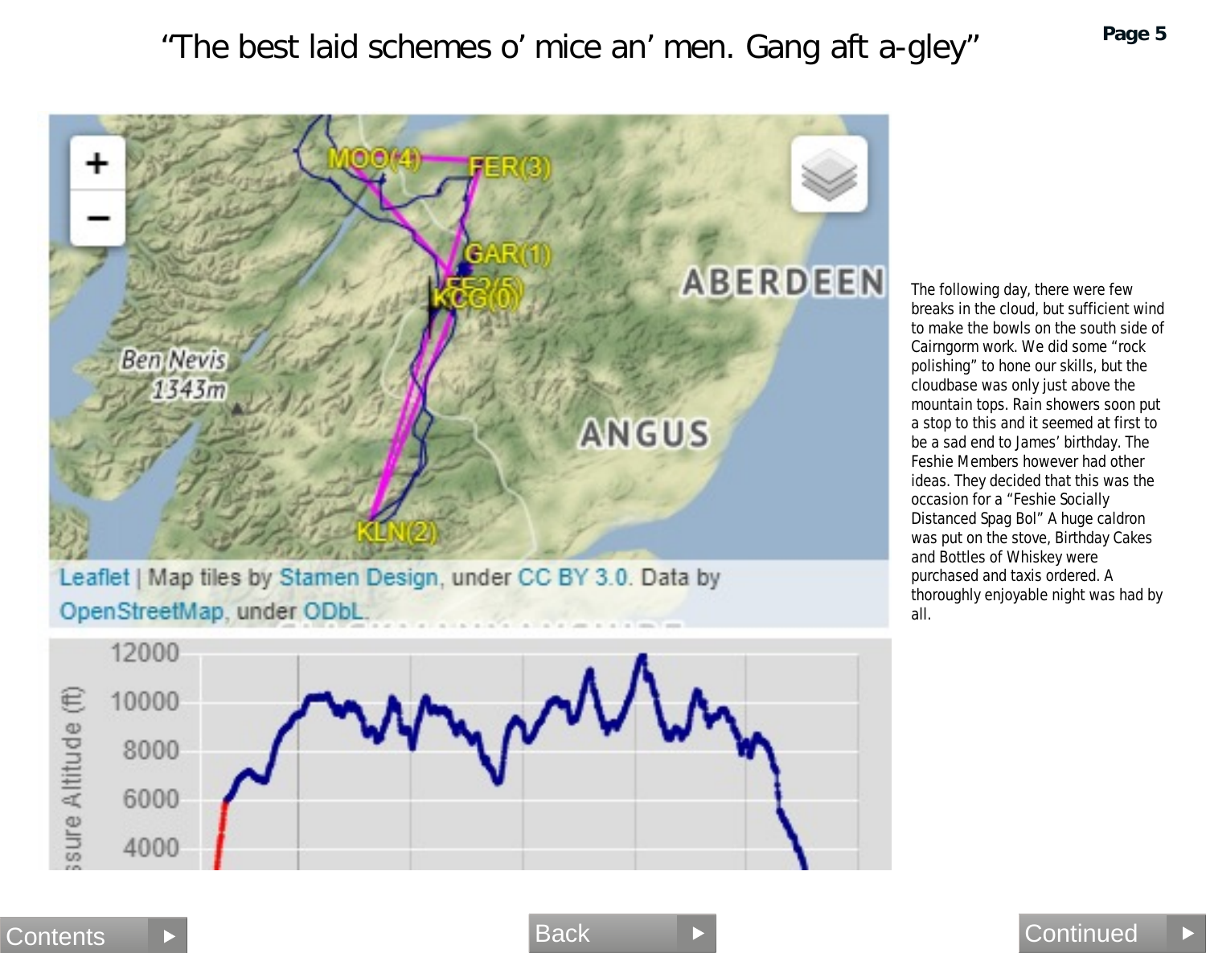# “The best laid schemes o’ mice an’ men. Gang aft a-gley”

The following day, there were few breaks in the cloud, but sufficient wind to make the bowls on the south side of Cairngorm work. We did some “rock polishing” to hone our skills, but the cloudbase was only just above the mountain tops. Rain showers soon put a stop to this and it seemed at first to be a sad end to James’ birthday. The Feshie Members however had other ideas. They decided that this was the occasion for a “Feshie Socially Distanced Spag Bol” A huge caldron was put on the stove, Birthday Cakes and Bottles of Whiskey were purchased and taxis ordered. A thoroughly enjoyable night was had by all.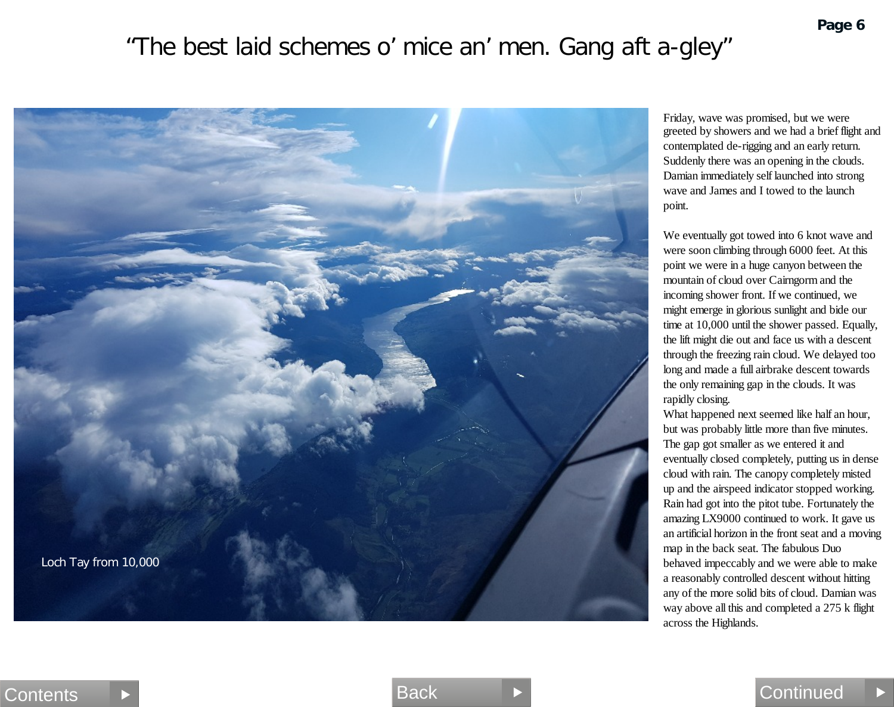# “The best laid schemes o’ mice an’ men. Gang aft a-gley”

Loch Tay from 10,000

Friday, wave was promised, but we were greeted by showers and we had a brief flight and contemplated de-rigging and an early return. Suddenly there was an opening in the clouds. Damian immediately self launched into strong wave and James and I towed to the launch point.

We eventually got towed into 6 knot wave and were soon climbing through 6000 feet. At this point we were in a huge canyon between the mountain of cloud over Cairngorm and the incoming shower front. If we continued, we might emerge in glorious sunlight and bide our time at 10,000 until the shower passed. Equally, the lift might die out and face us with a descent through the freezing rain cloud. We delayed too long and made a full airbrake descent towards the only remaining gap in the clouds. It was rapidly closing.

What happened next seemed like half an hour, but was probably little more than five minutes. The gap got smaller as we entered it and eventually closed completely, putting us in dense cloud with rain. The canopy completely misted up and the airspeed indicator stopped working. Rain had got into the pitot tube. Fortunately the amazing LX9000 continued to work. It gave us an artificial horizon in the front seat and a moving map in the back seat. The fabulous Duo behaved impeccably and we were able to make a reasonably controlled descent without hitting any of the more solid bits of cloud. Damian was way above all this and completed a 275 k flight across the Highlands.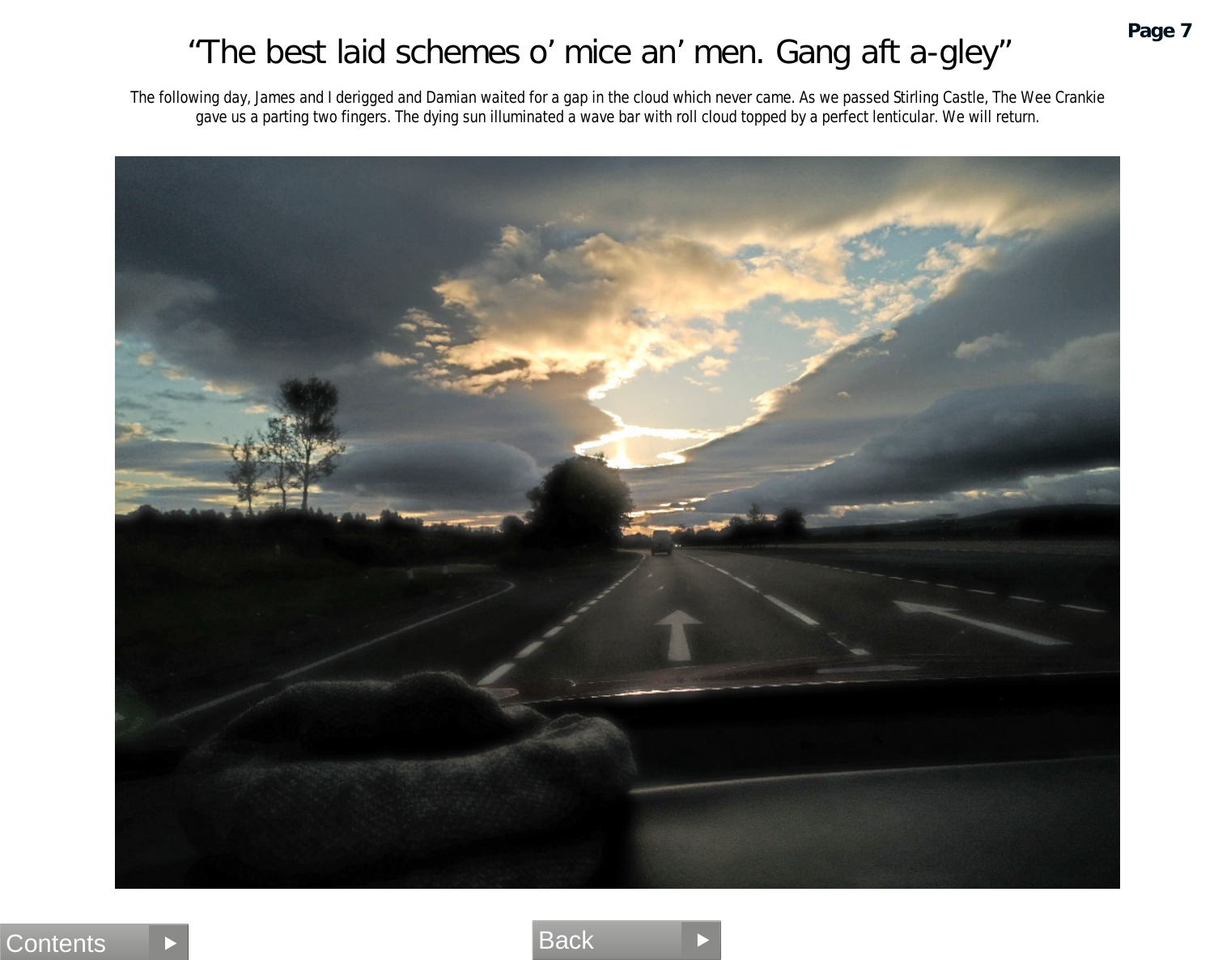# “The best laid schemes o’ mice an’ men. Gang aft a-gley”

The following day, James and I derigged and Damian waited for a gap in the cloud which never came. As we passed Stirling Castle, The Wee Crankie gave us a parting two fingers. The dying sun illuminated a wave bar with roll cloud topped by a perfect lenticular. We will return.

Contents

Back